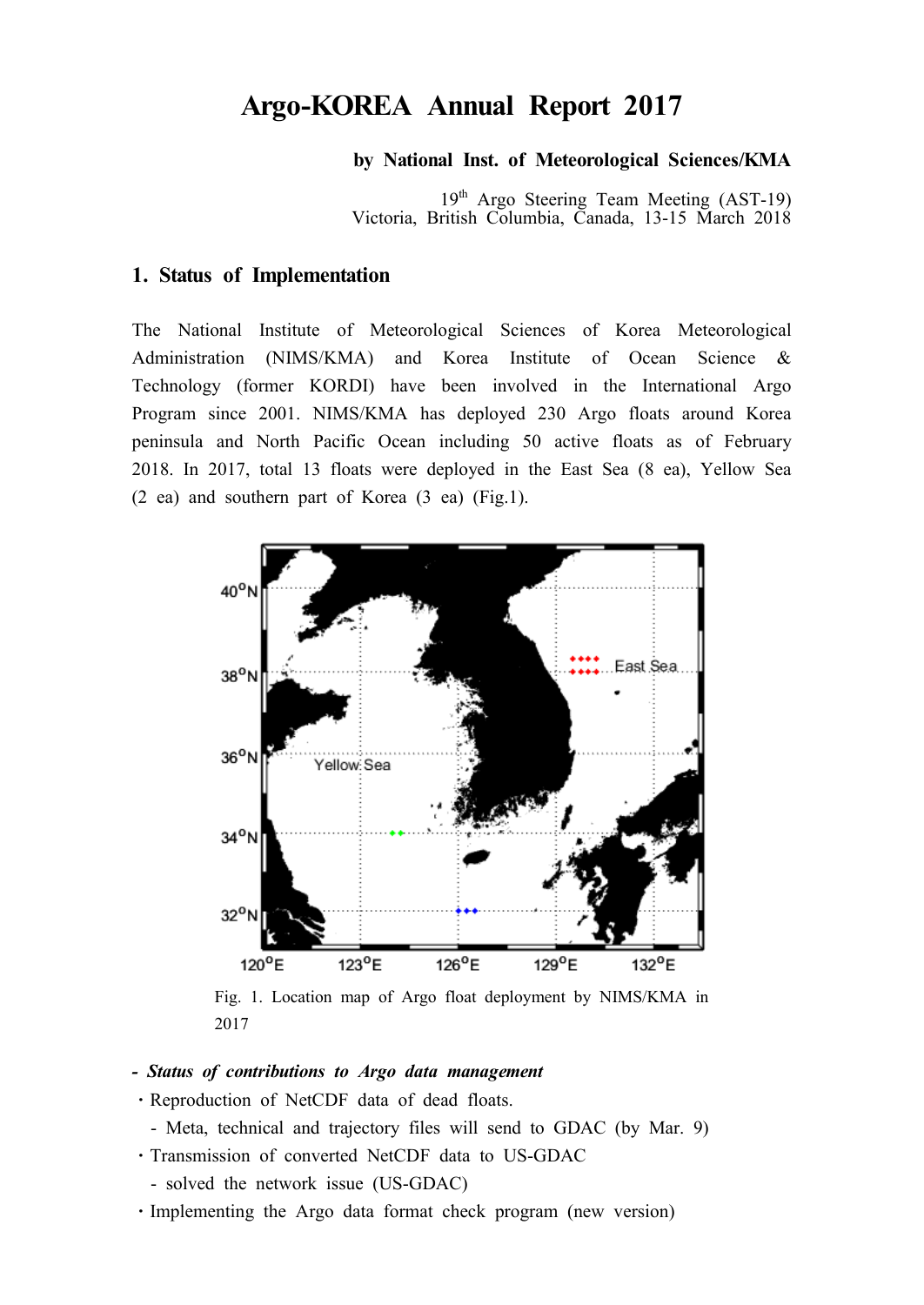# Argo-KOREA Annual Report 2017

**by National Inst. of Meteorological Sciences/KMA**

19th Argo Steering Team Meeting (AST-19)
Victoria, British Columbia, Canada, 13-15 March 2018

## 1. Status of Implementation

The National Institute of Meteorological Sciences of Korea Meteorological Administration (NIMS/KMA) and Korea Institute of Ocean Science & Technology (former KORDI) have been involved in the International Argo Program since 2001. NIMS/KMA has deployed 230 Argo floats around Korea peninsula and North Pacific Ocean including 50 active floats as of February 2018. In 2017, total 13 floats were deployed in the East Sea (8 ea), Yellow Sea (2 ea) and southern part of Korea (3 ea) (Fig.1).

Fig. 1. Location map of Argo float deployment by NIMS/KMA in 2017

***- Status of contributions to Argo data management***

- Reproduction of NetCDF data of dead floats.
  - Meta, technical and trajectory files will send to GDAC (by Mar. 9)
- Transmission of converted NetCDF data to US-GDAC
  - solved the network issue (US-GDAC)
- Implementing the Argo data format check program (new version)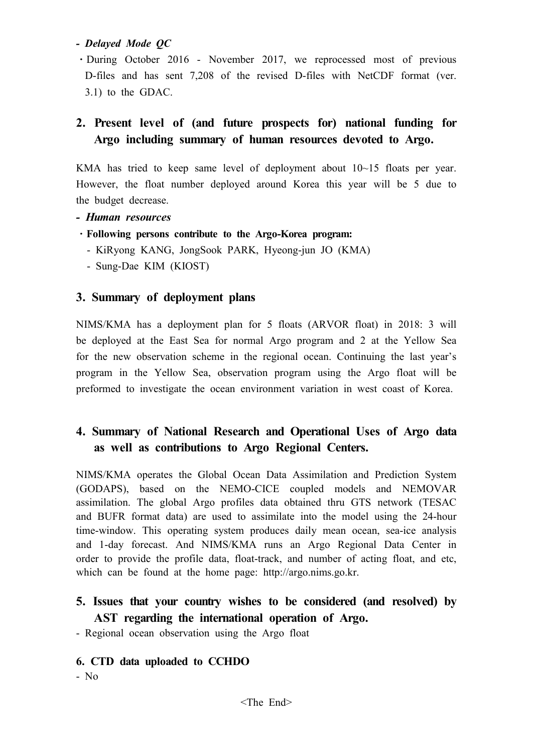***- Delayed Mode QC***

- During October 2016 - November 2017, we reprocessed most of previous D-files and has sent 7,208 of the revised D-files with NetCDF format (ver. 3.1) to the GDAC.

## 2. Present level of (and future prospects for) national funding for Argo including summary of human resources devoted to Argo.

KMA has tried to keep same level of deployment about 10~15 floats per year. However, the float number deployed around Korea this year will be 5 due to the budget decrease.

***- Human resources***

- **Following persons contribute to the Argo-Korea program:**
  - KiRyong KANG, JongSook PARK, Hyeong-jun JO (KMA)
  - Sung-Dae KIM (KIOST)

## 3. Summary of deployment plans

NIMS/KMA has a deployment plan for 5 floats (ARVOR float) in 2018: 3 will be deployed at the East Sea for normal Argo program and 2 at the Yellow Sea for the new observation scheme in the regional ocean. Continuing the last year's program in the Yellow Sea, observation program using the Argo float will be preformed to investigate the ocean environment variation in west coast of Korea.

## 4. Summary of National Research and Operational Uses of Argo data as well as contributions to Argo Regional Centers.

NIMS/KMA operates the Global Ocean Data Assimilation and Prediction System (GODAPS), based on the NEMO-CICE coupled models and NEMOVAR assimilation. The global Argo profiles data obtained thru GTS network (TESAC and BUFR format data) are used to assimilate into the model using the 24-hour time-window. This operating system produces daily mean ocean, sea-ice analysis and 1-day forecast. And NIMS/KMA runs an Argo Regional Data Center in order to provide the profile data, float-track, and number of acting float, and etc, which can be found at the home page: http://argo.nims.go.kr.

## 5. Issues that your country wishes to be considered (and resolved) by AST regarding the international operation of Argo.

- Regional ocean observation using the Argo float

## 6. CTD data uploaded to CCHDO

- No

<The End>